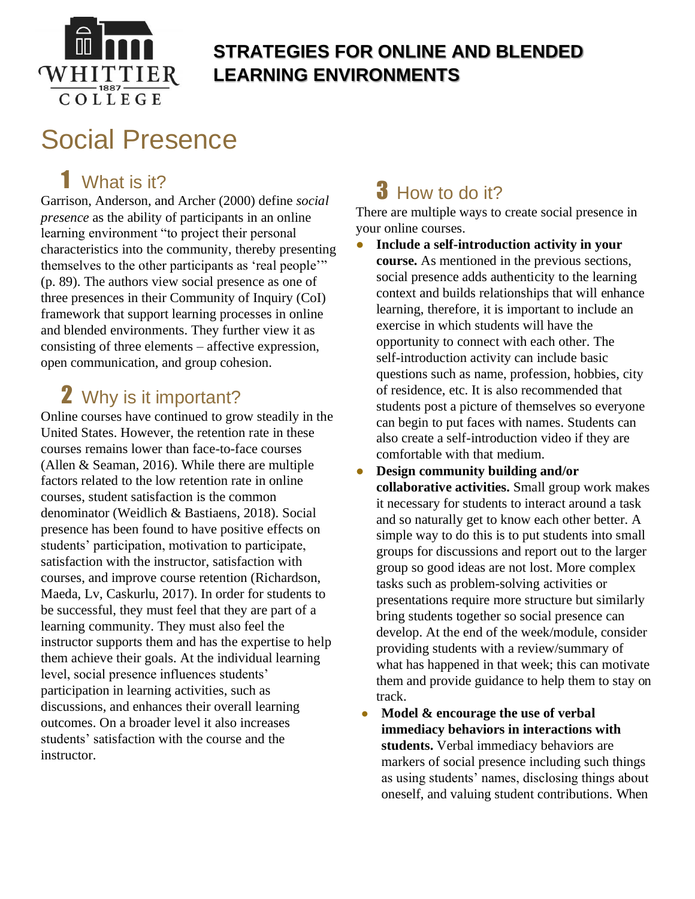# STRATEGIES FOR ONLINE AND BLENDED LEARNING ENVIRONMENTS

# Social Presence

## 1 What is it?

Garrison, Anderson, and Archer (2000) define *social presence* as the ability of participants in an online learning environment "to project their personal characteristics into the community, thereby presenting themselves to the other participants as 'real people'" (p. 89). The authors view social presence as one of three presences in their Community of Inquiry (CoI) framework that support learning processes in online and blended environments. They further view it as consisting of three elements – affective expression, open communication, and group cohesion.

## 2 Why is it important?

Online courses have continued to grow steadily in the United States. However, the retention rate in these courses remains lower than face-to-face courses (Allen & Seaman, 2016). While there are multiple factors related to the low retention rate in online courses, student satisfaction is the common denominator (Weidlich & Bastiaens, 2018). Social presence has been found to have positive effects on students' participation, motivation to participate, satisfaction with the instructor, satisfaction with courses, and improve course retention (Richardson, Maeda, Lv, Caskurlu, 2017). In order for students to be successful, they must feel that they are part of a learning community. They must also feel the instructor supports them and has the expertise to help them achieve their goals. At the individual learning level, social presence influences students' participation in learning activities, such as discussions, and enhances their overall learning outcomes. On a broader level it also increases students' satisfaction with the course and the instructor.

## 3 How to do it?

There are multiple ways to create social presence in your online courses.

- **Include a self-introduction activity in your course.** As mentioned in the previous sections, social presence adds authenticity to the learning context and builds relationships that will enhance learning, therefore, it is important to include an exercise in which students will have the opportunity to connect with each other. The self-introduction activity can include basic questions such as name, profession, hobbies, city of residence, etc. It is also recommended that students post a picture of themselves so everyone can begin to put faces with names. Students can also create a self-introduction video if they are comfortable with that medium.
- **Design community building and/or collaborative activities.** Small group work makes it necessary for students to interact around a task and so naturally get to know each other better. A simple way to do this is to put students into small groups for discussions and report out to the larger group so good ideas are not lost. More complex tasks such as problem-solving activities or presentations require more structure but similarly bring students together so social presence can develop. At the end of the week/module, consider providing students with a review/summary of what has happened in that week; this can motivate them and provide guidance to help them to stay on track.
- **Model & encourage the use of verbal immediacy behaviors in interactions with students.** Verbal immediacy behaviors are markers of social presence including such things as using students' names, disclosing things about oneself, and valuing student contributions. When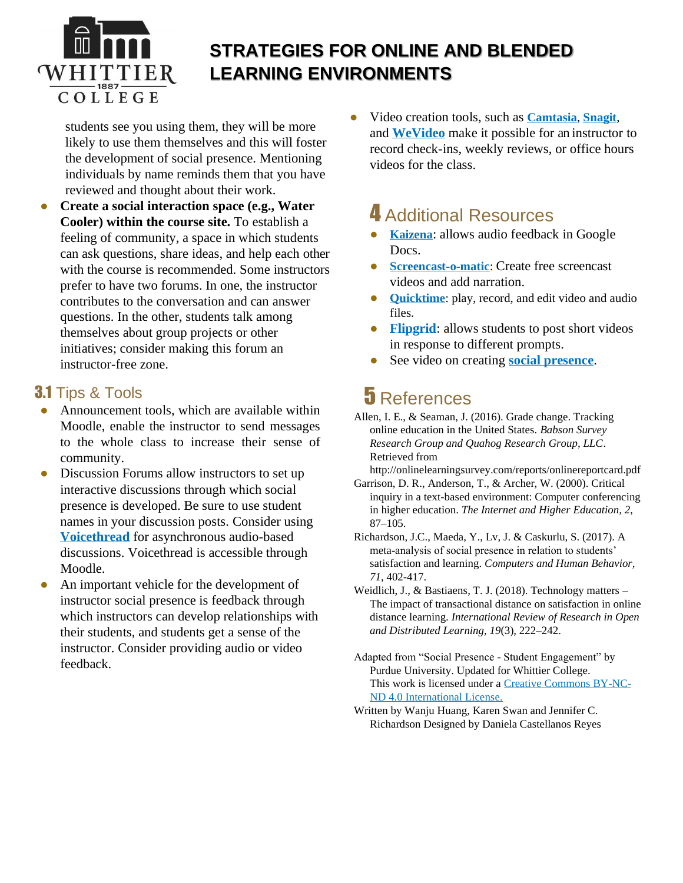# STRATEGIES FOR ONLINE AND BLENDED LEARNING ENVIRONMENTS

students see you using them, they will be more likely to use them themselves and this will foster the development of social presence. Mentioning individuals by name reminds them that you have reviewed and thought about their work.

- **Create a social interaction space (e.g., Water Cooler) within the course site.** To establish a feeling of community, a space in which students can ask questions, share ideas, and help each other with the course is recommended. Some instructors prefer to have two forums. In one, the instructor contributes to the conversation and can answer questions. In the other, students talk among themselves about group projects or other initiatives; consider making this forum an instructor-free zone.

## 3.1 Tips & Tools

- Announcement tools, which are available within Moodle, enable the instructor to send messages to the whole class to increase their sense of community.
- Discussion Forums allow instructors to set up interactive discussions through which social presence is developed. Be sure to use student names in your discussion posts. Consider using **Voicethread** for asynchronous audio-based discussions. Voicethread is accessible through Moodle.
- An important vehicle for the development of instructor social presence is feedback through which instructors can develop relationships with their students, and students get a sense of the instructor. Consider providing audio or video feedback.
- Video creation tools, such as **Camtasia**, **Snagit**, and **WeVideo** make it possible for an instructor to record check-ins, weekly reviews, or office hours videos for the class.

## 4 Additional Resources

- **Kaizena**: allows audio feedback in Google Docs.
- **Screencast-o-matic**: Create free screencast videos and add narration.
- **Quicktime**: play, record, and edit video and audio files.
- **Flipgrid**: allows students to post short videos in response to different prompts.
- See video on creating **social presence**.

## 5 References

Allen, I. E., & Seaman, J. (2016). Grade change. Tracking online education in the United States. *Babson Survey Research Group and Quahog Research Group, LLC*. Retrieved from http://onlinelearningsurvey.com/reports/onlinereportcard.pdf

Garrison, D. R., Anderson, T., & Archer, W. (2000). Critical inquiry in a text-based environment: Computer conferencing in higher education. *The Internet and Higher Education, 2*, 87–105.

Richardson, J.C., Maeda, Y., Lv, J. & Caskurlu, S. (2017). A meta-analysis of social presence in relation to students' satisfaction and learning. *Computers and Human Behavior*, *71*, 402-417.

Weidlich, J., & Bastiaens, T. J. (2018). Technology matters – The impact of transactional distance on satisfaction in online distance learning. *International Review of Research in Open and Distributed Learning*, *19*(3), 222–242.

Adapted from "Social Presence - Student Engagement" by Purdue University. Updated for Whittier College. This work is licensed under a Creative Commons BY-NC-ND 4.0 International License.

Written by Wanju Huang, Karen Swan and Jennifer C. Richardson Designed by Daniela Castellanos Reyes